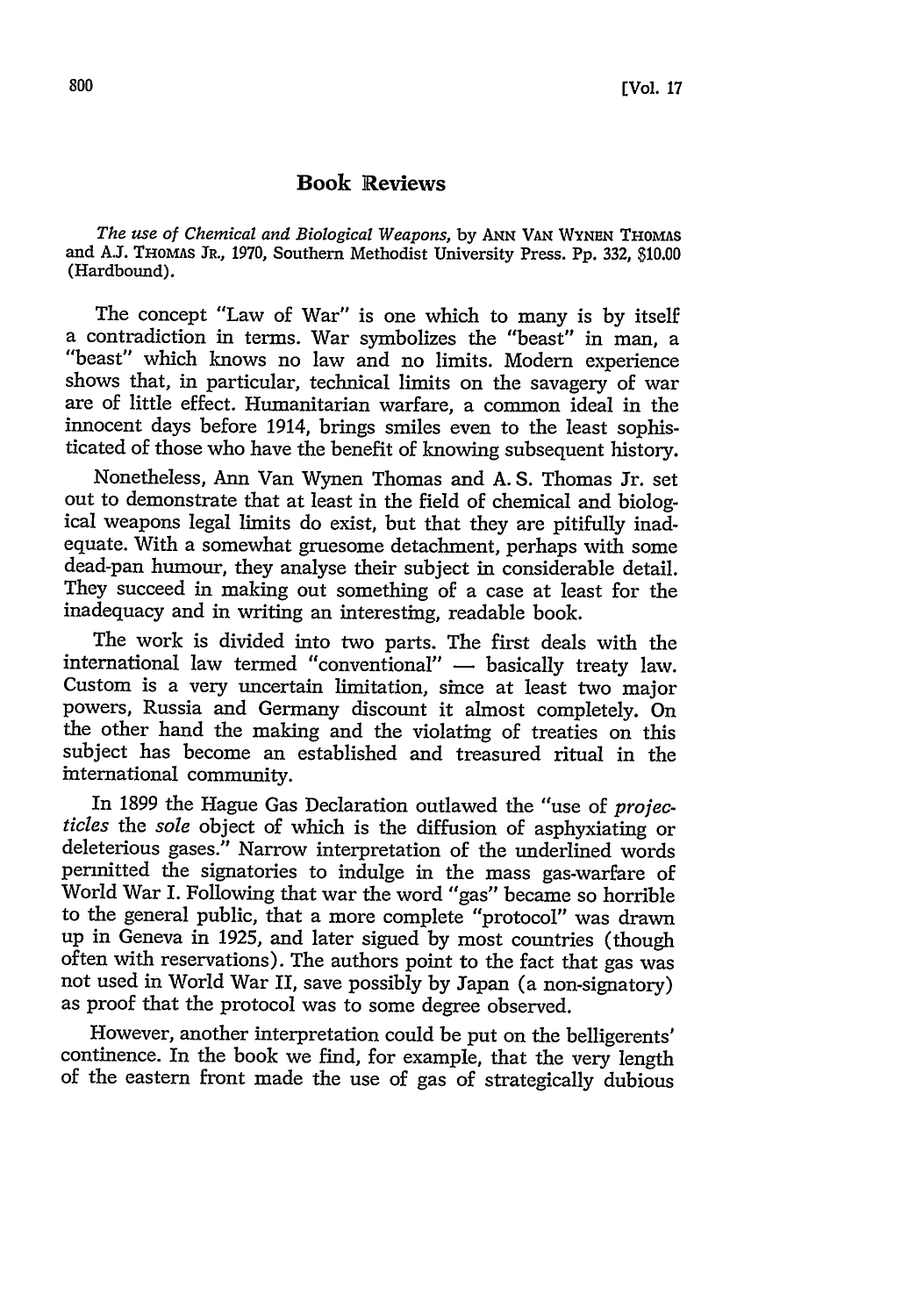# Book Reviews

*The use of Chemical and Biological Weapons*, by ANN VAN WYNEN THOMAS and A.J. THOMAS JR., 1970, Southern Methodist University Press. Pp. 332, $10.00 (Hardbound).

The concept "Law of War" is one which to many is by itself a contradiction in terms. War symbolizes the "beast" in man, a "beast" which knows no law and no limits. Modern experience shows that, in particular, technical limits on the savagery of war are of little effect. Humanitarian warfare, a common ideal in the innocent days before 1914, brings smiles even to the least sophisticated of those who have the benefit of knowing subsequent history.

Nonetheless, Ann Van Wynen Thomas and A. S. Thomas Jr. set out to demonstrate that at least in the field of chemical and biological weapons legal limits do exist, but that they are pitifully inadequate. With a somewhat gruesome detachment, perhaps with some dead-pan humour, they analyse their subject in considerable detail. They succeed in making out something of a case at least for the inadequacy and in writing an interesting, readable book.

The work is divided into two parts. The first deals with the international law termed "conventional" — basically treaty law. Custom is a very uncertain limitation, since at least two major powers, Russia and Germany discount it almost completely. On the other hand the making and the violating of treaties on this subject has become an established and treasured ritual in the international community.

In 1899 the Hague Gas Declaration outlawed the "use of *projecticles* the *sole* object of which is the diffusion of asphyxiating or deleterious gases." Narrow interpretation of the underlined words permitted the signatories to indulge in the mass gas-warfare of World War I. Following that war the word "gas" became so horrible to the general public, that a more complete "protocol" was drawn up in Geneva in 1925, and later sigued by most countries (though often with reservations). The authors point to the fact that gas was not used in World War II, save possibly by Japan (a non-signatory) as proof that the protocol was to some degree observed.

However, another interpretation could be put on the belligerents' continence. In the book we find, for example, that the very length of the eastern front made the use of gas of strategically dubious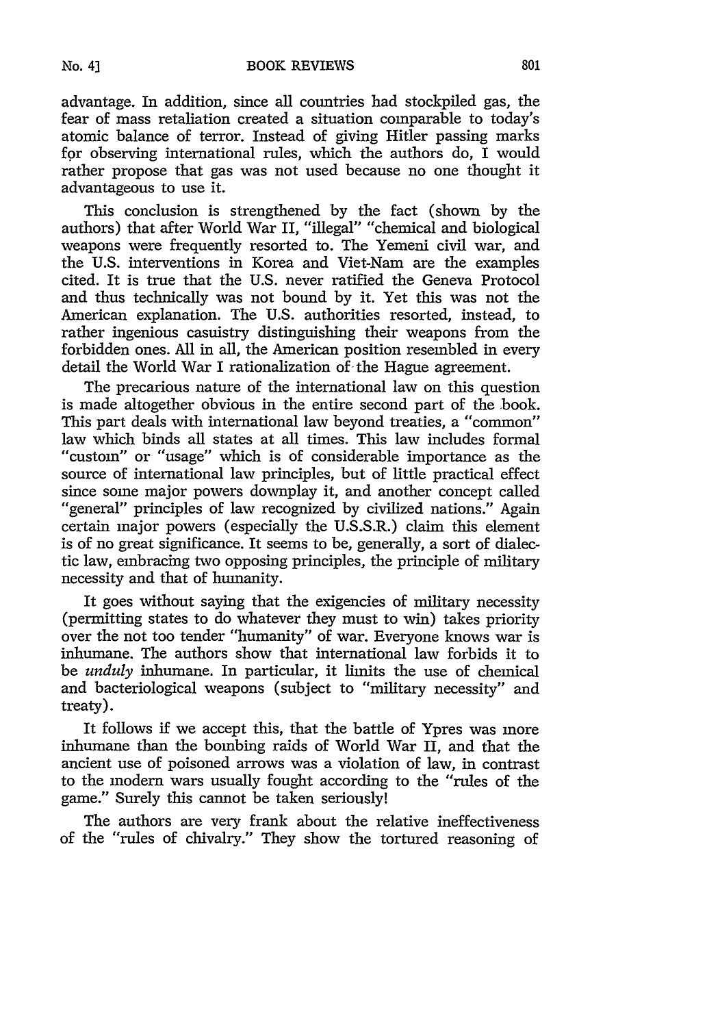advantage. In addition, since all countries had stockpiled gas, the fear of mass retaliation created a situation comparable to today's atomic balance of terror. Instead of giving Hitler passing marks for observing international rules, which the authors do, I would rather propose that gas was not used because no one thought it advantageous to use it.

This conclusion is strengthened by the fact (shown by the authors) that after World War II, "illegal" "chemical and biological weapons were frequently resorted to. The Yemeni civil war, and the U.S. interventions in Korea and Viet-Nam are the examples cited. It is true that the U.S. never ratified the Geneva Protocol and thus technically was not bound by it. Yet this was not the American explanation. The U.S. authorities resorted, instead, to rather ingenious casuistry distinguishing their weapons from the forbidden ones. All in all, the American position resembled in every detail the World War I rationalization of the Hague agreement.

The precarious nature of the international law on this question is made altogether obvious in the entire second part of the book. This part deals with international law beyond treaties, a "common" law which binds all states at all times. This law includes formal "custom" or "usage" which is of considerable importance as the source of international law principles, but of little practical effect since some major powers downplay it, and another concept called "general" principles of law recognized by civilized nations." Again certain major powers (especially the U.S.S.R.) claim this element is of no great significance. It seems to be, generally, a sort of dialectic law, embracing two opposing principles, the principle of military necessity and that of humanity.

It goes without saying that the exigencies of military necessity (permitting states to do whatever they must to win) takes priority over the not too tender "humanity" of war. Everyone knows war is inhumane. The authors show that international law forbids it to be *unduly* inhumane. In particular, it limits the use of chemical and bacteriological weapons (subject to "military necessity" and treaty).

It follows if we accept this, that the battle of Ypres was more inhumane than the bombing raids of World War II, and that the ancient use of poisoned arrows was a violation of law, in contrast to the modern wars usually fought according to the "rules of the game." Surely this cannot be taken seriously!

The authors are very frank about the relative ineffectiveness of the "rules of chivalry." They show the tortured reasoning of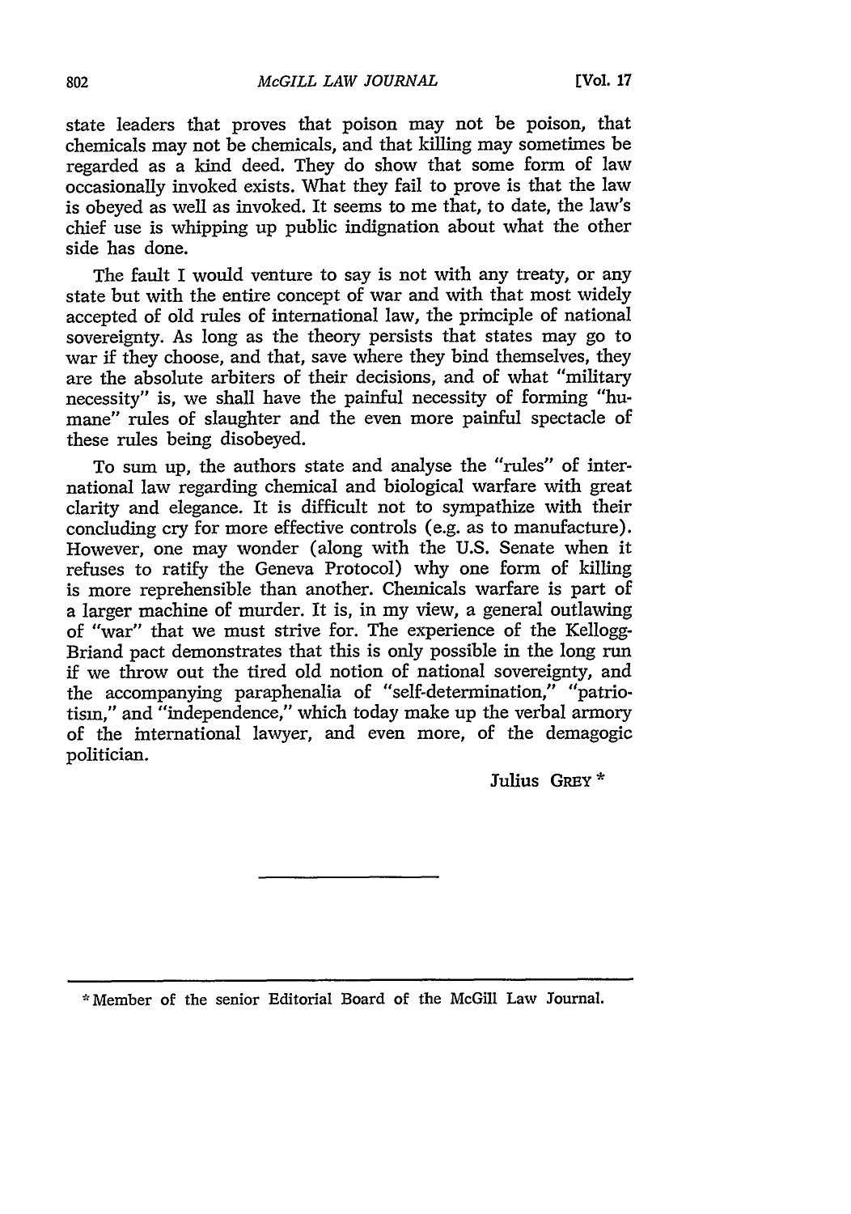state leaders that proves that poison may not be poison, that chemicals may not be chemicals, and that killing may sometimes be regarded as a kind deed. They do show that some form of law occasionally invoked exists. What they fail to prove is that the law is obeyed as well as invoked. It seems to me that, to date, the law's chief use is whipping up public indignation about what the other side has done.

The fault I would venture to say is not with any treaty, or any state but with the entire concept of war and with that most widely accepted of old rules of international law, the principle of national sovereignty. As long as the theory persists that states may go to war if they choose, and that, save where they bind themselves, they are the absolute arbiters of their decisions, and of what "military necessity" is, we shall have the painful necessity of forming "humane" rules of slaughter and the even more painful spectacle of these rules being disobeyed.

To sum up, the authors state and analyse the "rules" of international law regarding chemical and biological warfare with great clarity and elegance. It is difficult not to sympathize with their concluding cry for more effective controls (e.g. as to manufacture). However, one may wonder (along with the U.S. Senate when it refuses to ratify the Geneva Protocol) why one form of killing is more reprehensible than another. Chemicals warfare is part of a larger machine of murder. It is, in my view, a general outlawing of "war" that we must strive for. The experience of the Kellogg-Briand pact demonstrates that this is only possible in the long run if we throw out the tired old notion of national sovereignty, and the accompanying paraphenalia of "self-determination," "patriotism," and "independence," which today make up the verbal armory of the international lawyer, and even more, of the demagogic politician.

Julius GREY *

---

* Member of the senior Editorial Board of the McGill Law Journal.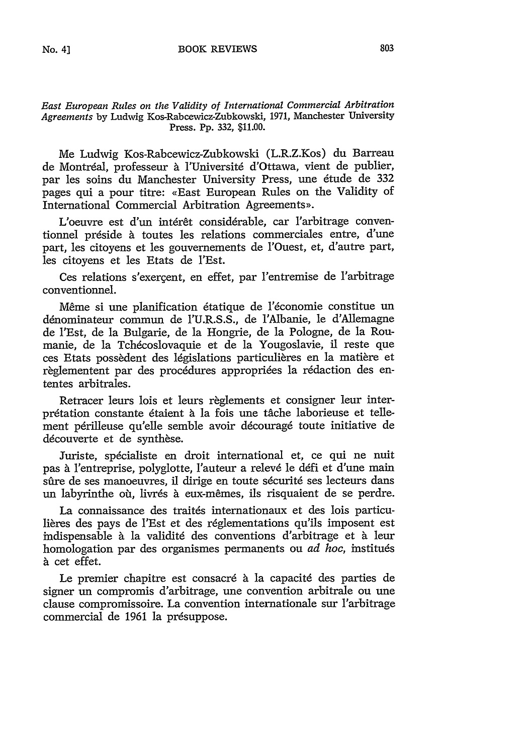*East European Rules on the Validity of International Commercial Arbitration Agreements* by Ludwig Kos-Rabcewicz-Zubkowski, 1971, Manchester University Press. Pp. 332, $11.00.

Me Ludwig Kos-Rabcewicz-Zubkowski (L.R.Z.Kos) du Barreau de Montréal, professeur à l'Université d'Ottawa, vient de publier, par les soins du Manchester University Press, une étude de 332 pages qui a pour titre: «East European Rules on the Validity of International Commercial Arbitration Agreements».

L'oeuvre est d'un intérêt considérable, car l'arbitrage conventionnel préside à toutes les relations commerciales entre, d'une part, les citoyens et les gouvernements de l'Ouest, et, d'autre part, les citoyens et les Etats de l'Est.

Ces relations s'exerçent, en effet, par l'entremise de l'arbitrage conventionnel.

Même si une planification étatique de l'économie constitue un dénominateur commun de l'U.R.S.S., de l'Albanie, le d'Allemagne de l'Est, de la Bulgarie, de la Hongrie, de la Pologne, de la Roumanie, de la Tchécoslovaquie et de la Yougoslavie, il reste que ces Etats possèdent des législations particulières en la matière et règlementent par des procédures appropriées la rédaction des ententes arbitrales.

Retracer leurs lois et leurs règlements et consigner leur interprétation constante étaient à la fois une tâche laborieuse et tellement périlleuse qu'elle semble avoir découragé toute initiative de découverte et de synthèse.

Juriste, spécialiste en droit international et, ce qui ne nuit pas à l'entreprise, polyglotte, l'auteur a relevé le défi et d'une main sûre de ses manoeuvres, il dirige en toute sécurité ses lecteurs dans un labyrinthe où, livrés à eux-mêmes, ils risquaient de se perdre.

La connaissance des traités internationaux et des lois particulières des pays de l'Est et des réglementations qu'ils imposent est indispensable à la validité des conventions d'arbitrage et à leur homologation par des organismes permanents ou *ad hoc*, institués à cet effet.

Le premier chapitre est consacré à la capacité des parties de signer un compromis d'arbitrage, une convention arbitrale ou une clause compromissoire. La convention internationale sur l'arbitrage commercial de 1961 la présuppose.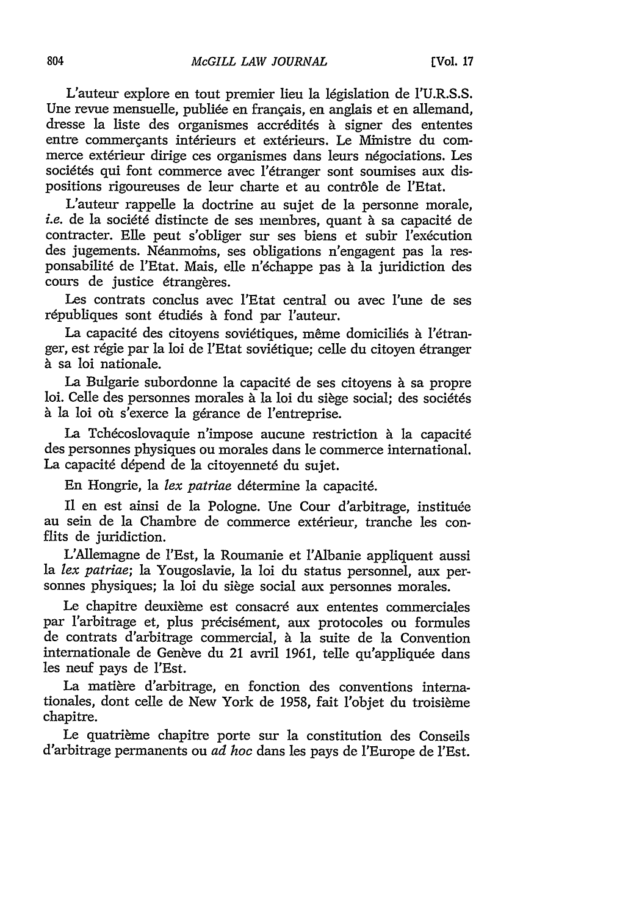L'auteur explore en tout premier lieu la législation de l'U.R.S.S. Une revue mensuelle, publiée en français, en anglais et en allemand, dresse la liste des organismes accrédités à signer des ententes entre commerçants intérieurs et extérieurs. Le Ministre du commerce extérieur dirige ces organismes dans leurs négociations. Les sociétés qui font commerce avec l'étranger sont soumises aux dispositions rigoureuses de leur charte et au contrôle de l'Etat.

L'auteur rappelle la doctrine au sujet de la personne morale, *i.e.* de la société distincte de ses membres, quant à sa capacité de contracter. Elle peut s'obliger sur ses biens et subir l'exécution des jugements. Néanmoins, ses obligations n'engagent pas la responsabilité de l'Etat. Mais, elle n'échappe pas à la juridiction des cours de justice étrangères.

Les contrats conclus avec l'Etat central ou avec l'une de ses républiques sont étudiés à fond par l'auteur.

La capacité des citoyens soviétiques, même domiciliés à l'étranger, est régie par la loi de l'Etat soviétique; celle du citoyen étranger à sa loi nationale.

La Bulgarie subordonne la capacité de ses citoyens à sa propre loi. Celle des personnes morales à la loi du siège social; des sociétés à la loi où s'exerce la gérance de l'entreprise.

La Tchécoslovaquie n'impose aucune restriction à la capacité des personnes physiques ou morales dans le commerce international. La capacité dépend de la citoyenneté du sujet.

En Hongrie, la *lex patriae* détermine la capacité.

Il en est ainsi de la Pologne. Une Cour d'arbitrage, instituée au sein de la Chambre de commerce extérieur, tranche les conflits de juridiction.

L'Allemagne de l'Est, la Roumanie et l'Albanie appliquent aussi la *lex patriae*; la Yougoslavie, la loi du status personnel, aux personnes physiques; la loi du siège social aux personnes morales.

Le chapitre deuxième est consacré aux ententes commerciales par l'arbitrage et, plus précisément, aux protocoles ou formules de contrats d'arbitrage commercial, à la suite de la Convention internationale de Genève du 21 avril 1961, telle qu'appliquée dans les neuf pays de l'Est.

La matière d'arbitrage, en fonction des conventions internationales, dont celle de New York de 1958, fait l'objet du troisième chapitre.

Le quatrième chapitre porte sur la constitution des Conseils d'arbitrage permanents ou *ad hoc* dans les pays de l'Europe de l'Est.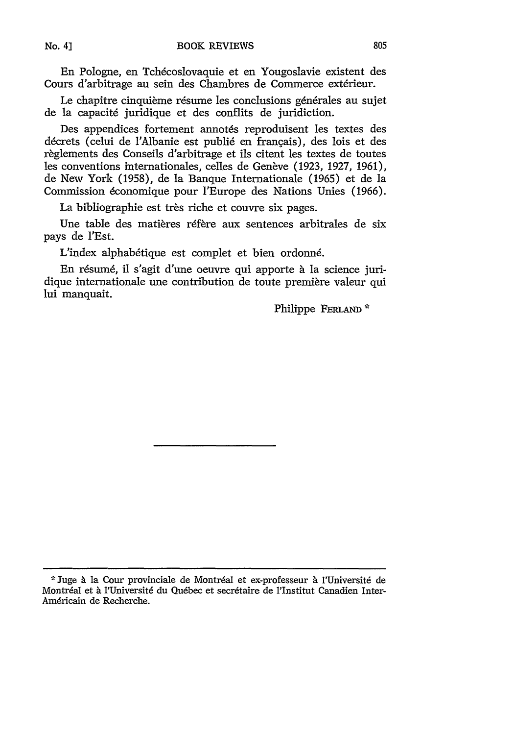En Pologne, en Tchécoslovaquie et en Yougoslavie existent des Cours d'arbitrage au sein des Chambres de Commerce extérieur.

Le chapitre cinquième résume les conclusions générales au sujet de la capacité juridique et des conflits de juridiction.

Des appendices fortement annotés reproduisent les textes des décrets (celui de l'Albanie est publié en français), des lois et des règlements des Conseils d'arbitrage et ils citent les textes de toutes les conventions internationales, celles de Genève (1923, 1927, 1961), de New York (1958), de la Banque Internationale (1965) et de la Commission économique pour l'Europe des Nations Unies (1966).

La bibliographie est très riche et couvre six pages.

Une table des matières réfère aux sentences arbitrales de six pays de l'Est.

L'index alphabétique est complet et bien ordonné.

En résumé, il s'agit d'une oeuvre qui apporte à la science juridique internationale une contribution de toute première valeur qui lui manquait.

Philippe FERLAND *

---

* Juge à la Cour provinciale de Montréal et ex-professeur à l'Université de Montréal et à l'Université du Québec et secrétaire de l'Institut Canadien Inter-Américain de Recherche.